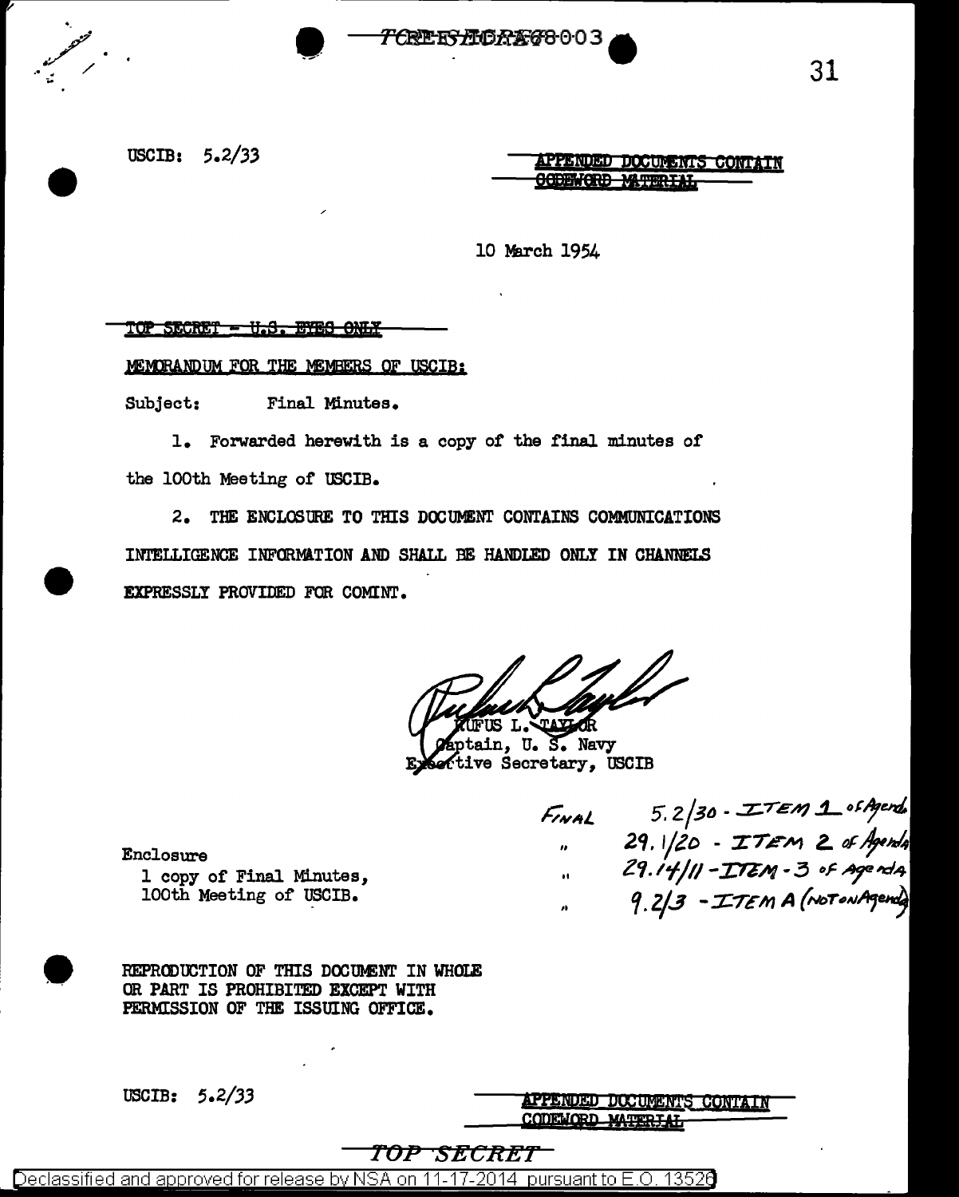USCIB: 5.2/33

~~APPENDED DOCUMENTS CONTAIN CODEWORD MATERIAL~~

10 March 1954

~~TOP SECRET - U.S. EYES ONLY~~

MEMORANDUM FOR THE MEMBERS OF USCIB:

Subject: Final Minutes.

1. Forwarded herewith is a copy of the final minutes of the 100th Meeting of USCIB.

2. THE ENCLOSURE TO THIS DOCUMENT CONTAINS COMMUNICATIONS INTELLIGENCE INFORMATION AND SHALL BE HANDLED ONLY IN CHANNELS EXPRESSLY PROVIDED FOR COMINT.

RUFUS L. TAYLOR
Captain, U. S. Navy
Executive Secretary, USCIB

Enclosure
1 copy of Final Minutes,
100th Meeting of USCIB.

FINAL 5.2/30 - ITEM 1 of Agenda
" 29.1/20 - ITEM 2 of Agenda
" 29.14/11 - ITEM - 3 of Agenda
" 9.2/3 - ITEM A (NOT on Agenda)

REPRODUCTION OF THIS DOCUMENT IN WHOLE OR PART IS PROHIBITED EXCEPT WITH PERMISSION OF THE ISSUING OFFICE.

USCIB: 5.2/33

APPENDED DOCUMENTS CONTAIN CODEWORD MATERIAL

TOP SECRET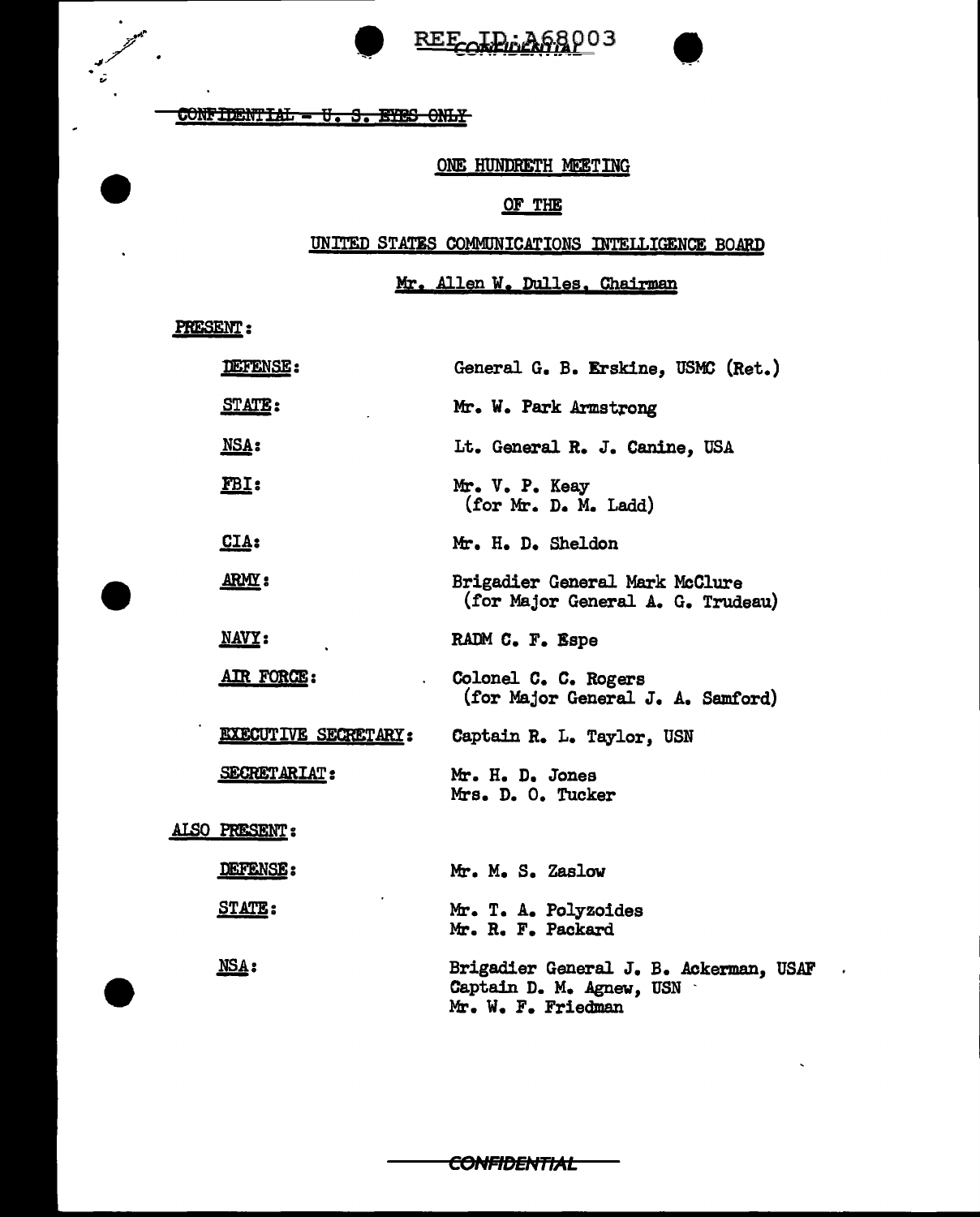REF ID:A68003

CONFIDENTIAL

~~CONFIDENTIAL - U. S. EYES ONLY~~

ONE HUNDREDTH MEETING

OF THE

UNITED STATES COMMUNICATIONS INTELLIGENCE BOARD

Mr. Allen W. Dulles, Chairman

PRESENT:

| | |
|---|---|
| DEFENSE: | General G. B. Erskine, USMC (Ret.) |
| STATE: | Mr. W. Park Armstrong |
| NSA: | Lt. General R. J. Canine, USA |
| FBI: | Mr. V. P. Keay (for Mr. D. M. Ladd) |
| CIA: | Mr. H. D. Sheldon |
| ARMY: | Brigadier General Mark McClure (for Major General A. G. Trudeau) |
| NAVY: | RADM C. F. Espe |
| AIR FORCE: | Colonel C. C. Rogers (for Major General J. A. Samford) |
| EXECUTIVE SECRETARY: | Captain R. L. Taylor, USN |
| SECRETARIAT: | Mr. H. D. Jones<br>Mrs. D. O. Tucker |

ALSO PRESENT:

| | |
|---|---|
| DEFENSE: | Mr. M. S. Zaslow |
| STATE: | Mr. T. A. Polyzoides<br>Mr. R. F. Packard |
| NSA: | Brigadier General J. B. Ackerman, USAF<br>Captain D. M. Agnew, USN<br>Mr. W. F. Friedman |

CONFIDENTIAL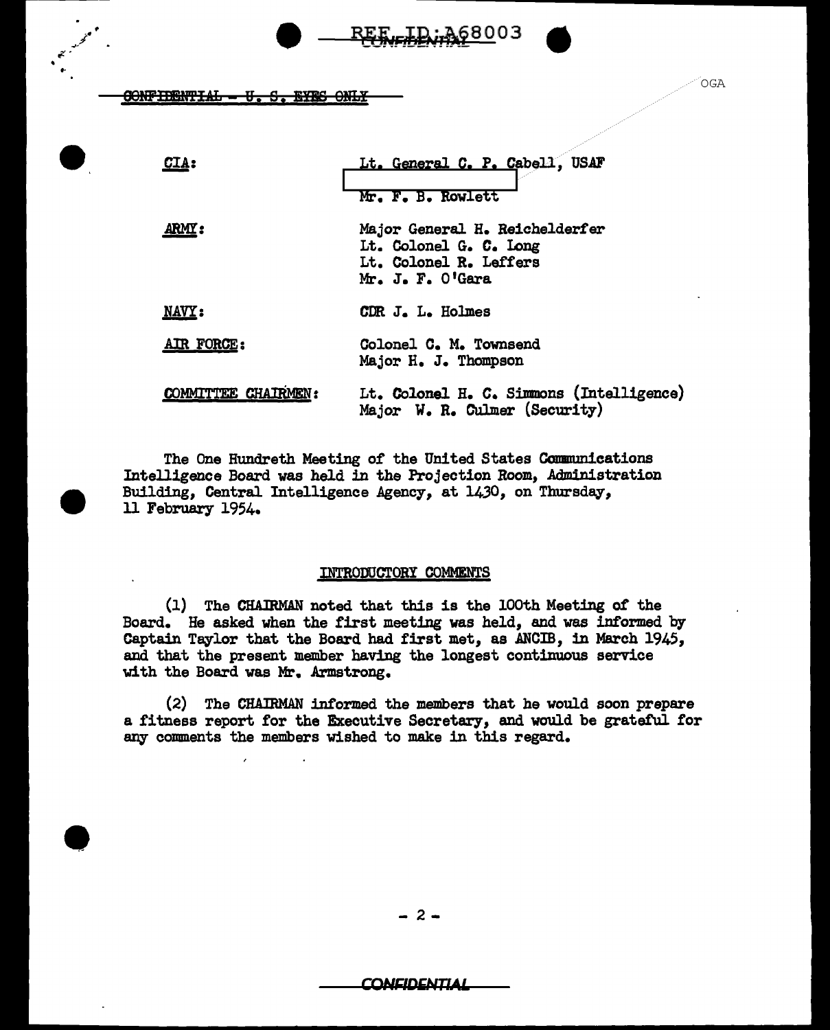CONFIDENTIAL - U. S. EYES ONLY

| | |
|---|---|
| CIA: | Lt. General C. P. Cabell, USAF |
| | [redacted] |
| | Mr. F. B. Rowlett |
| ARMY: | Major General H. Reichelderfer |
| | Lt. Colonel G. C. Long |
| | Lt. Colonel R. Leffers |
| | Mr. J. F. O'Gara |
| NAVY: | CDR J. L. Holmes |
| AIR FORCE: | Colonel C. M. Townsend |
| | Major H. J. Thompson |
| COMMITTEE CHAIRMEN: | Lt. Colonel H. C. Simmons (Intelligence) |
| | Major W. R. Culmer (Security) |

The One Hundreth Meeting of the United States Communications Intelligence Board was held in the Projection Room, Administration Building, Central Intelligence Agency, at 1430, on Thursday, 11 February 1954.

## INTRODUCTORY COMMENTS

(1) The CHAIRMAN noted that this is the 100th Meeting of the Board. He asked when the first meeting was held, and was informed by Captain Taylor that the Board had first met, as ANCIB, in March 1945, and that the present member having the longest continuous service with the Board was Mr. Armstrong.

(2) The CHAIRMAN informed the members that he would soon prepare a fitness report for the Executive Secretary, and would be grateful for any comments the members wished to make in this regard.

CONFIDENTIAL